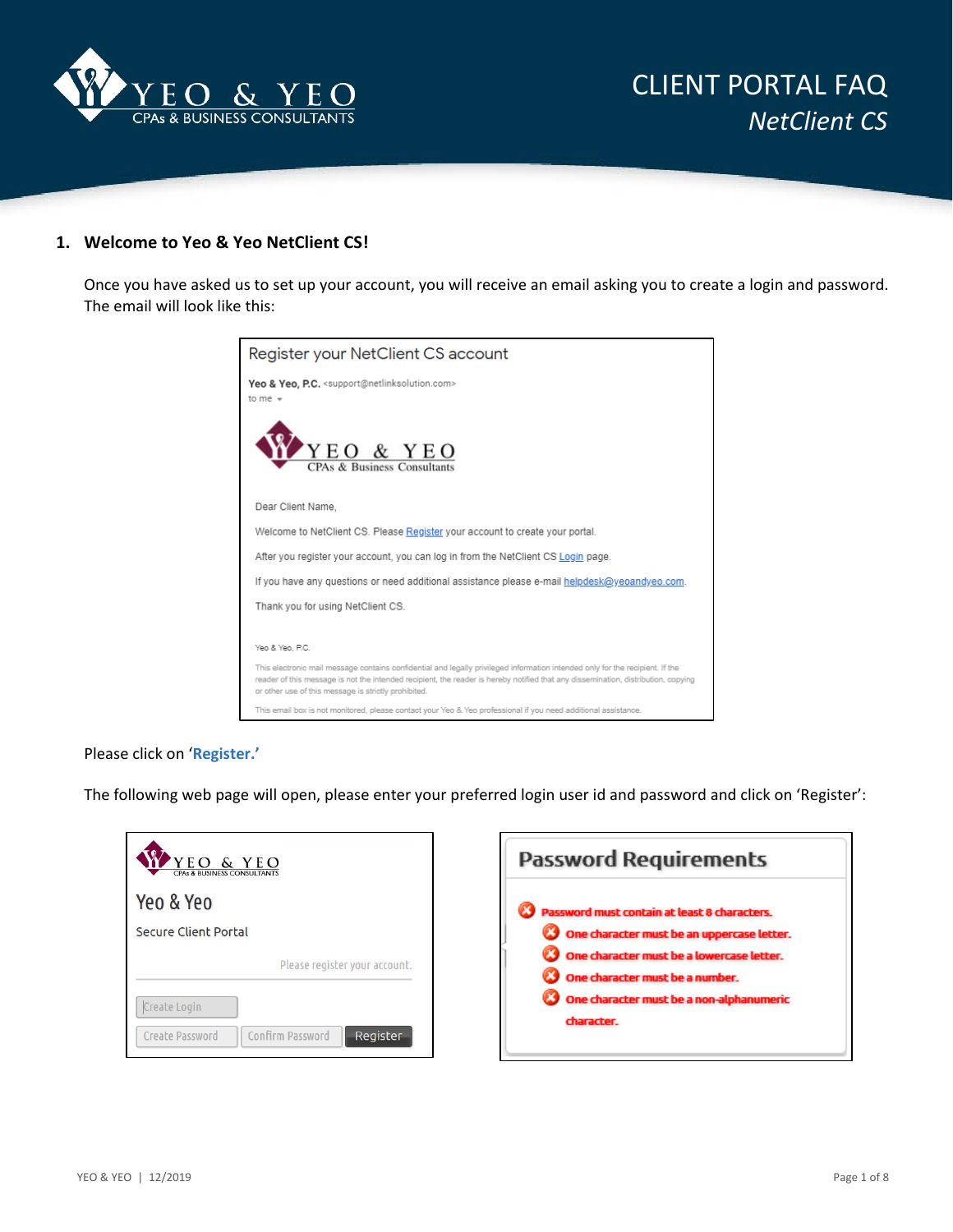# CLIENT PORTAL FAQ

*NetClient CS*

## 1. Welcome to Yeo & Yeo NetClient CS!

Once you have asked us to set up your account, you will receive an email asking you to create a login and password. The email will look like this:

Register your NetClient CS account

**Yeo & Yeo, P.C.** <support@netlinksolution.com>
to me

Dear Client Name,

Welcome to NetClient CS. Please Register your account to create your portal.

After you register your account, you can log in from the NetClient CS Login page.

If you have any questions or need additional assistance please e-mail helpdesk@yeoandyeo.com.

Thank you for using NetClient CS.

Yeo & Yeo, P.C.

This electronic mail message contains confidential and legally privileged information intended only for the recipient. If the reader of this message is not the intended recipient, the reader is hereby notified that any dissemination, distribution, copying or other use of this message is strictly prohibited.

This email box is not monitored, please contact your Yeo & Yeo professional if you need additional assistance.

Please click on '**Register.'**

The following web page will open, please enter your preferred login user id and password and click on 'Register':

Yeo & Yeo

Secure Client Portal

Please register your account.

Create Login

Create Password | Confirm Password | Register

**Password Requirements**

- Password must contain at least 8 characters.
  - One character must be an uppercase letter.
  - One character must be a lowercase letter.
  - One character must be a number.
  - One character must be a non-alphanumeric character.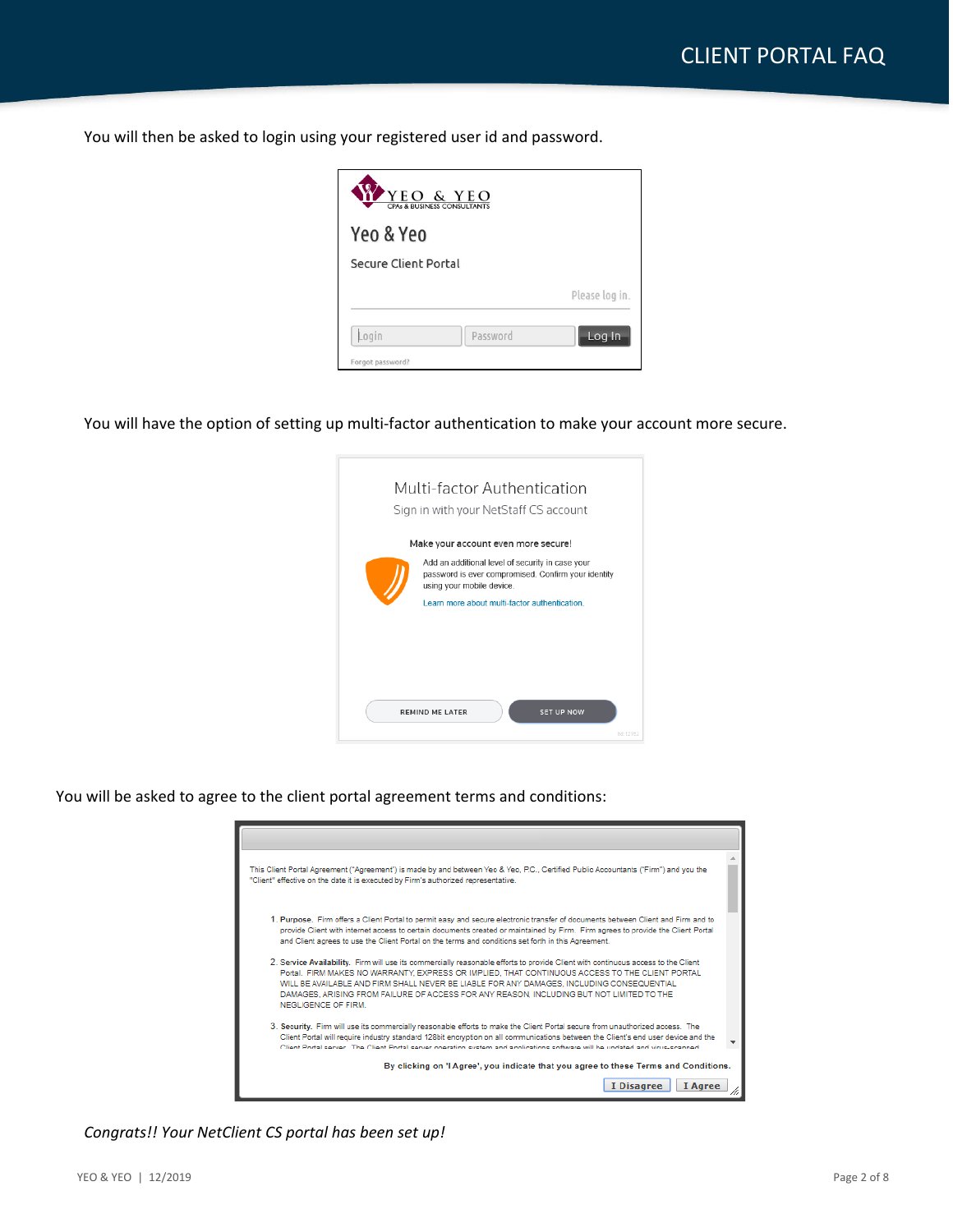You will then be asked to login using your registered user id and password.

You will have the option of setting up multi-factor authentication to make your account more secure.

You will be asked to agree to the client portal agreement terms and conditions:

*Congrats!! Your NetClient CS portal has been set up!*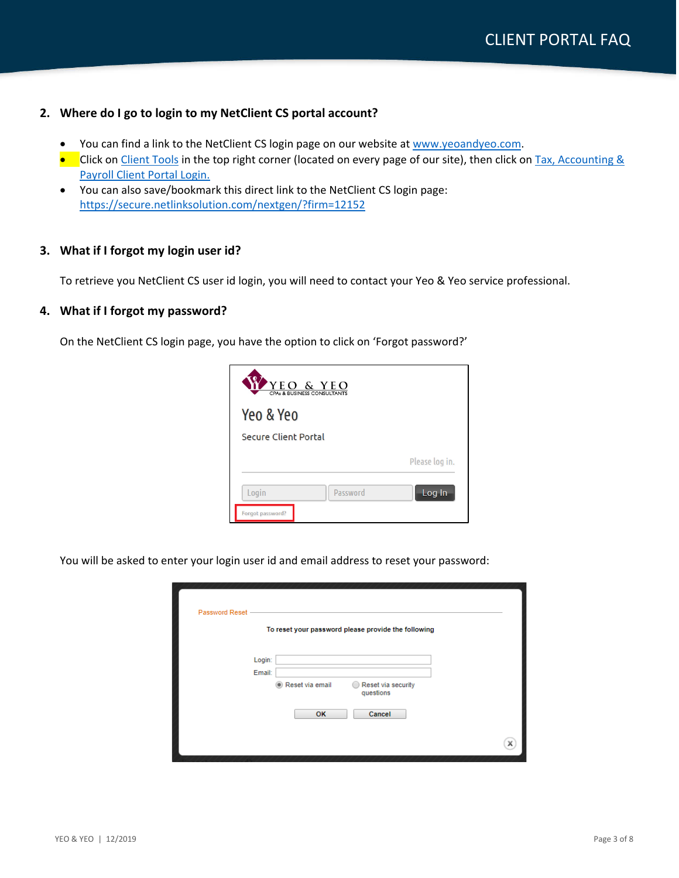## 2. Where do I go to login to my NetClient CS portal account?

- You can find a link to the NetClient CS login page on our website at www.yeoandyeo.com.
- Click on Client Tools in the top right corner (located on every page of our site), then click on Tax, Accounting & Payroll Client Portal Login.
- You can also save/bookmark this direct link to the NetClient CS login page: https://secure.netlinksolution.com/nextgen/?firm=12152

## 3. What if I forgot my login user id?

To retrieve you NetClient CS user id login, you will need to contact your Yeo & Yeo service professional.

## 4. What if I forgot my password?

On the NetClient CS login page, you have the option to click on 'Forgot password?'

You will be asked to enter your login user id and email address to reset your password: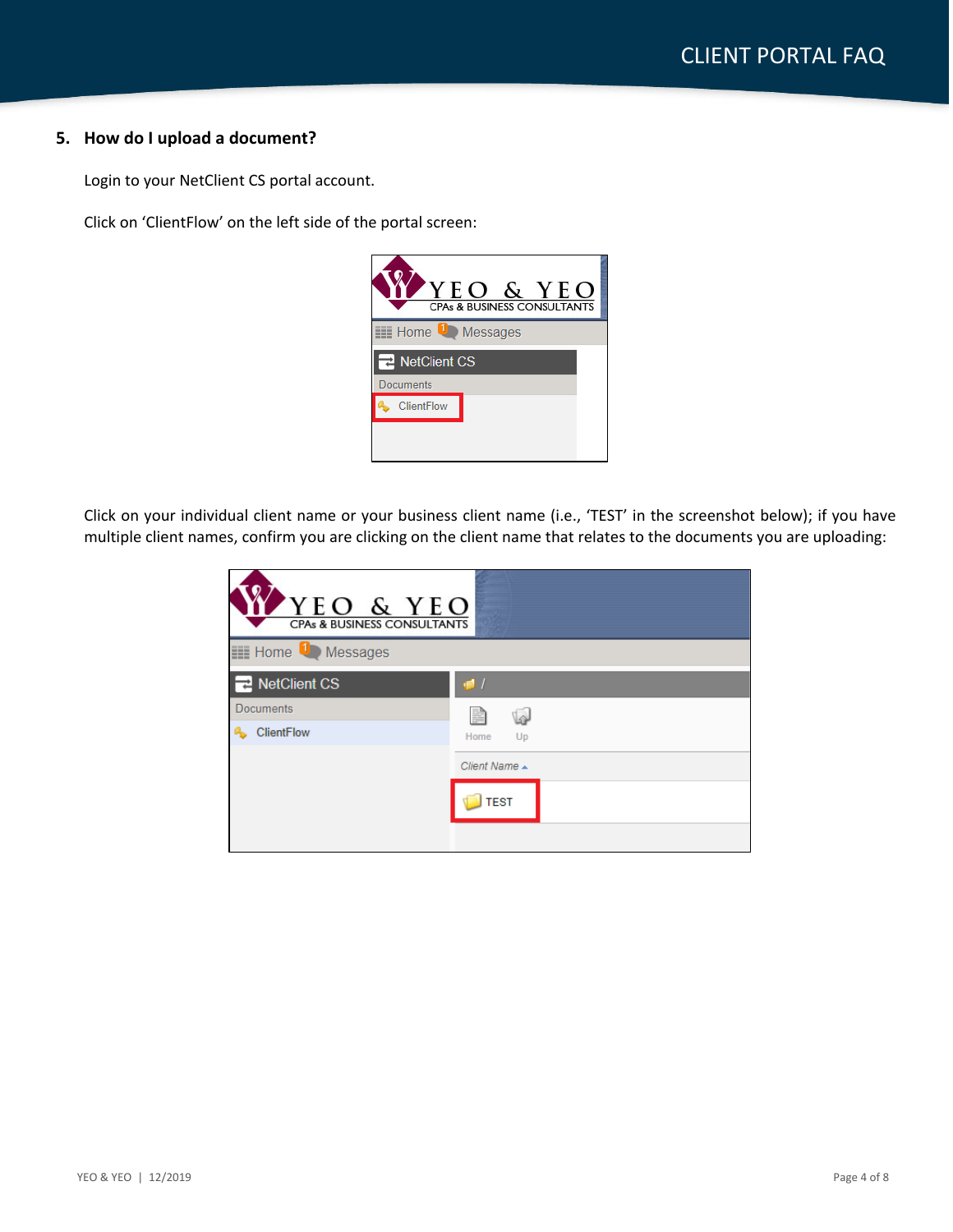## 5. How do I upload a document?

Login to your NetClient CS portal account.

Click on 'ClientFlow' on the left side of the portal screen:

Click on your individual client name or your business client name (i.e., 'TEST' in the screenshot below); if you have multiple client names, confirm you are clicking on the client name that relates to the documents you are uploading: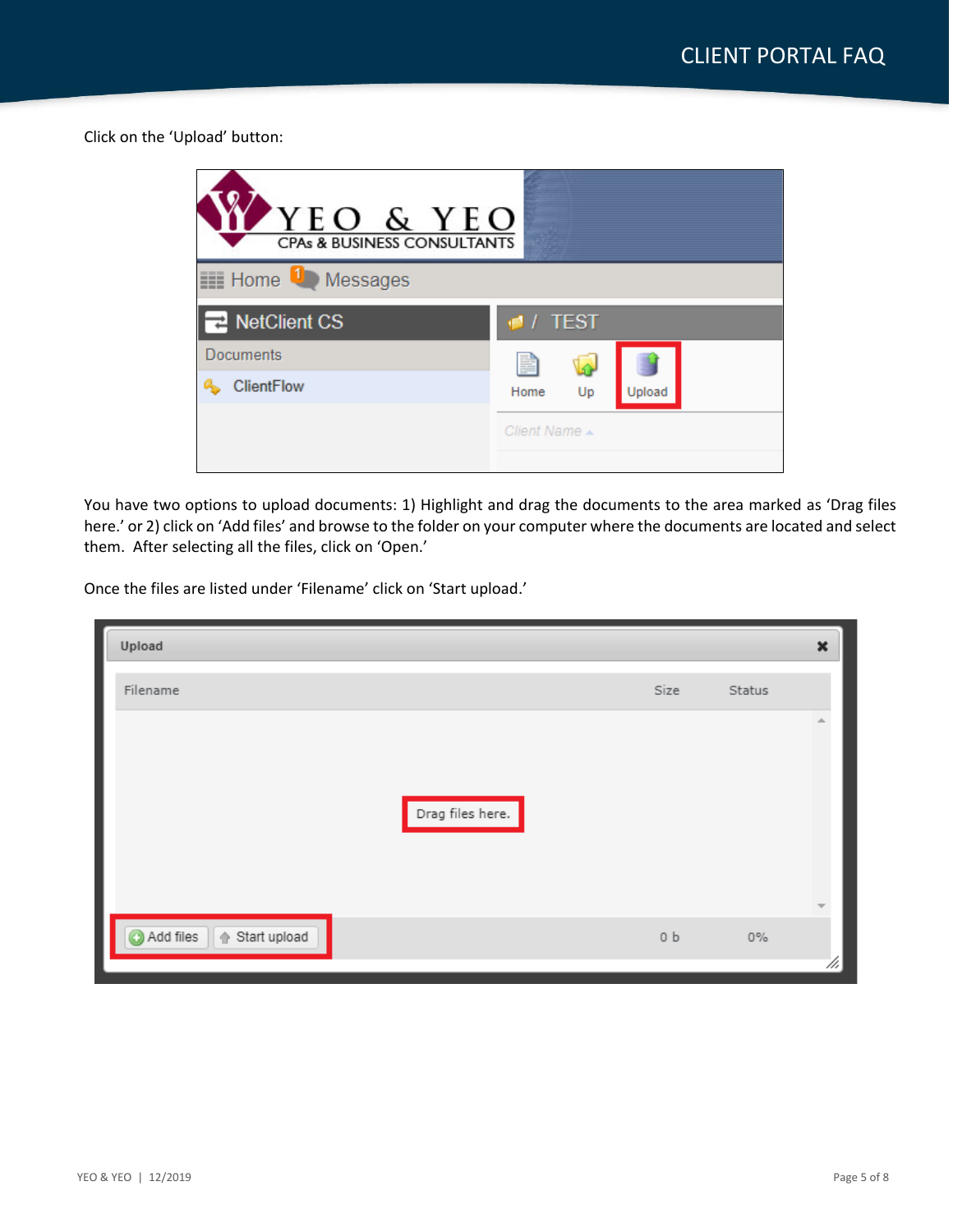Click on the 'Upload' button:

You have two options to upload documents: 1) Highlight and drag the documents to the area marked as 'Drag files here.' or 2) click on 'Add files' and browse to the folder on your computer where the documents are located and select them. After selecting all the files, click on 'Open.'

Once the files are listed under 'Filename' click on 'Start upload.'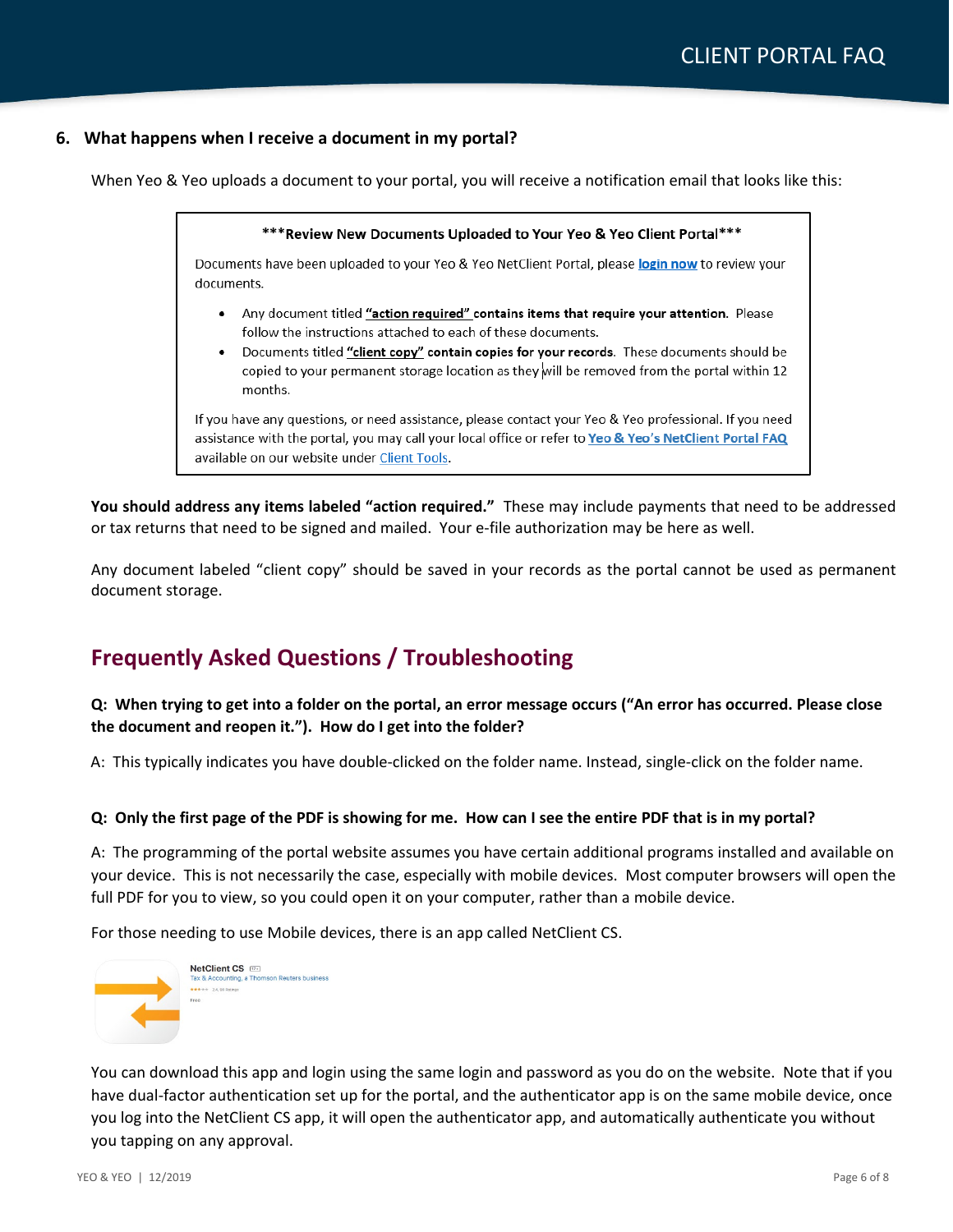### 6. What happens when I receive a document in my portal?

When Yeo & Yeo uploads a document to your portal, you will receive a notification email that looks like this:

> **\*\*\*Review New Documents Uploaded to Your Yeo & Yeo Client Portal\*\*\***
>
> Documents have been uploaded to your Yeo & Yeo NetClient Portal, please **login now** to review your documents.
>
> - Any document titled **"action required" contains items that require your attention.** Please follow the instructions attached to each of these documents.
> - Documents titled **"client copy" contain copies for your records**. These documents should be copied to your permanent storage location as they will be removed from the portal within 12 months.
>
> If you have any questions, or need assistance, please contact your Yeo & Yeo professional. If you need assistance with the portal, you may call your local office or refer to **Yeo & Yeo's NetClient Portal FAQ** available on our website under Client Tools.

**You should address any items labeled "action required."** These may include payments that need to be addressed or tax returns that need to be signed and mailed. Your e-file authorization may be here as well.

Any document labeled "client copy" should be saved in your records as the portal cannot be used as permanent document storage.

## Frequently Asked Questions / Troubleshooting

**Q: When trying to get into a folder on the portal, an error message occurs ("An error has occurred. Please close the document and reopen it."). How do I get into the folder?**

A: This typically indicates you have double-clicked on the folder name. Instead, single-click on the folder name.

**Q: Only the first page of the PDF is showing for me. How can I see the entire PDF that is in my portal?**

A: The programming of the portal website assumes you have certain additional programs installed and available on your device. This is not necessarily the case, especially with mobile devices. Most computer browsers will open the full PDF for you to view, so you could open it on your computer, rather than a mobile device.

For those needing to use Mobile devices, there is an app called NetClient CS.

NetClient CS
Tax & Accounting, a Thomson Reuters business
Free

You can download this app and login using the same login and password as you do on the website. Note that if you have dual-factor authentication set up for the portal, and the authenticator app is on the same mobile device, once you log into the NetClient CS app, it will open the authenticator app, and automatically authenticate you without you tapping on any approval.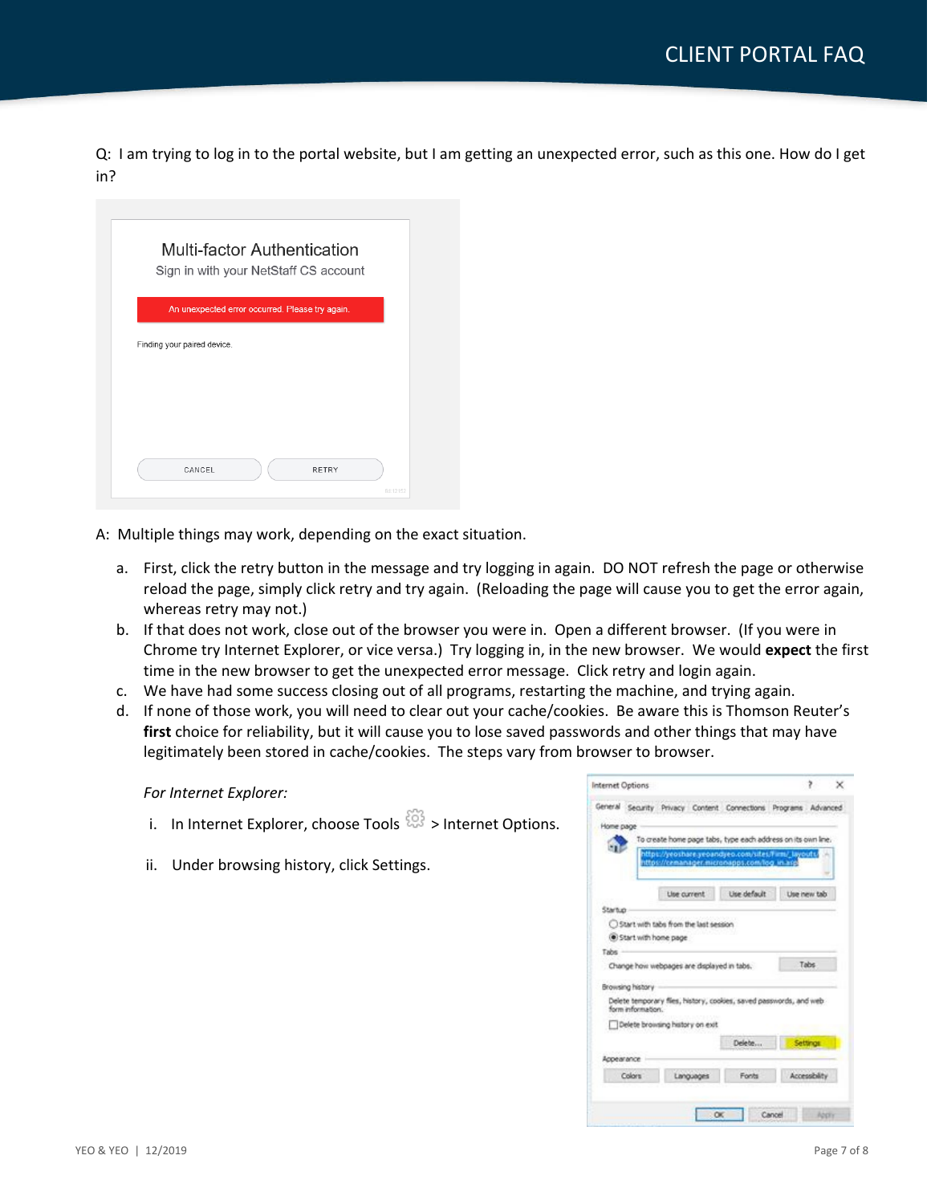Q: I am trying to log in to the portal website, but I am getting an unexpected error, such as this one. How do I get in?

A: Multiple things may work, depending on the exact situation.

a. First, click the retry button in the message and try logging in again. DO NOT refresh the page or otherwise reload the page, simply click retry and try again. (Reloading the page will cause you to get the error again, whereas retry may not.)
b. If that does not work, close out of the browser you were in. Open a different browser. (If you were in Chrome try Internet Explorer, or vice versa.) Try logging in, in the new browser. We would **expect** the first time in the new browser to get the unexpected error message. Click retry and login again.
c. We have had some success closing out of all programs, restarting the machine, and trying again.
d. If none of those work, you will need to clear out your cache/cookies. Be aware this is Thomson Reuter's **first** choice for reliability, but it will cause you to lose saved passwords and other things that may have legitimately been stored in cache/cookies. The steps vary from browser to browser.

*For Internet Explorer:*

i. In Internet Explorer, choose Tools > Internet Options.
ii. Under browsing history, click Settings.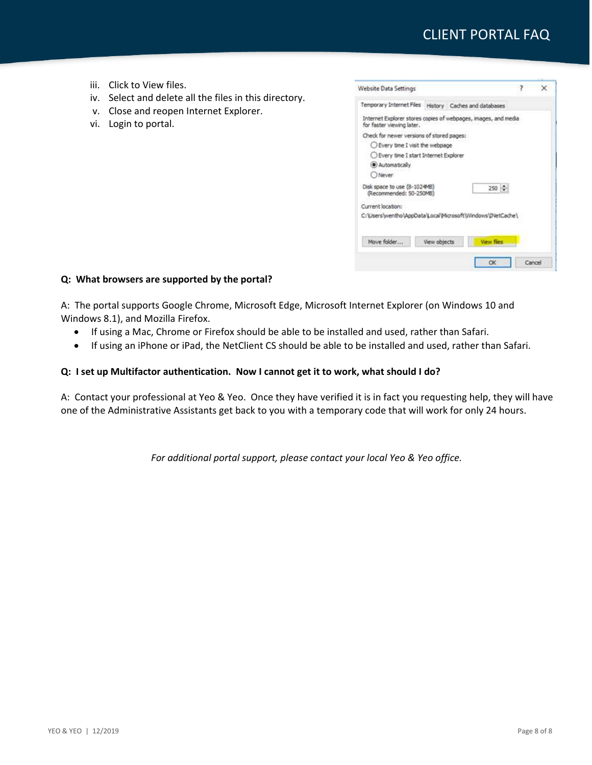iii. Click to View files.
iv. Select and delete all the files in this directory.
v. Close and reopen Internet Explorer.
vi. Login to portal.

**Q: What browsers are supported by the portal?**

A: The portal supports Google Chrome, Microsoft Edge, Microsoft Internet Explorer (on Windows 10 and Windows 8.1), and Mozilla Firefox.

- If using a Mac, Chrome or Firefox should be able to be installed and used, rather than Safari.
- If using an iPhone or iPad, the NetClient CS should be able to be installed and used, rather than Safari.

**Q: I set up Multifactor authentication. Now I cannot get it to work, what should I do?**

A: Contact your professional at Yeo & Yeo. Once they have verified it is in fact you requesting help, they will have one of the Administrative Assistants get back to you with a temporary code that will work for only 24 hours.

*For additional portal support, please contact your local Yeo & Yeo office.*